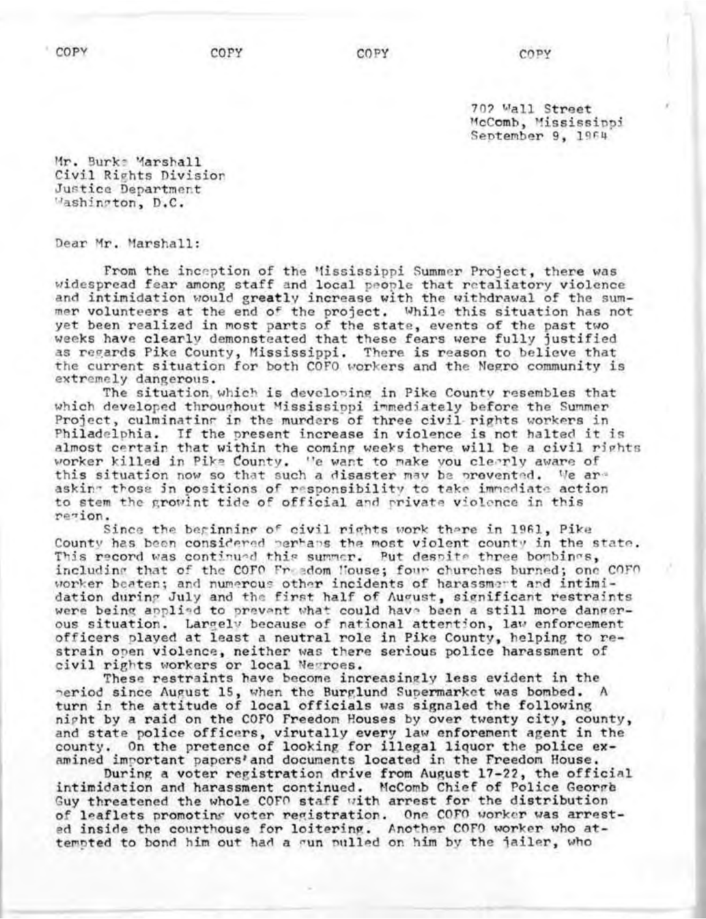COPY COPY COPY COPY

702 Wall Street
McComb, Mississippi
September 9, 1964

Mr. Burke Marshall
Civil Rights Division
Justice Department
Washington, D.C.

Dear Mr. Marshall:

From the inception of the Mississippi Summer Project, there was widespread fear among staff and local people that retaliatory violence and intimidation would greatly increase with the withdrawal of the summer volunteers at the end of the project. While this situation has not yet been realized in most parts of the state, events of the past two weeks have clearly demonsteated that these fears were fully justified as regards Pike County, Mississippi. There is reason to believe that the current situation for both COFO workers and the Negro community is extremely dangerous.

The situation which is developing in Pike County resembles that which developed throughout Mississippi immediately before the Summer Project, culminating in the murders of three civil rights workers in Philadelphia. If the present increase in violence is not halted it is almost certain that within the coming weeks there will be a civil rights worker killed in Pike County. We want to make you clearly aware of this situation now so that such a disaster may be prevented. We are asking those in positions of responsibility to take immediate action to stem the growint tide of official and private violence in this region.

Since the beginning of civil rights work there in 1961, Pike County has been considered perhaps the most violent county in the state. This record was continued this summer. But despite three bombings, including that of the COFO Freedom House; four churches burned; one COFO worker beaten; and numerous other incidents of harassment and intimidation during July and the first half of August, significant restraints were being applied to prevent what could have been a still more dangerous situation. Largely because of national attention, law enforcement officers played at least a neutral role in Pike County, helping to restrain open violence, neither was there serious police harassment of civil rights workers or local Negroes.

These restraints have become increasingly less evident in the period since August 15, when the Burglund Supermarket was bombed. A turn in the attitude of local officials was signaled the following night by a raid on the COFO Freedom Houses by over twenty city, county, and state police officers, virutally every law enforement agent in the county. On the pretence of looking for illegal liquor the police examined important papers'and documents located in the Freedom House.

During a voter registration drive from August 17-22, the official intimidation and harassment continued. McComb Chief of Police George Guy threatened the whole COFO staff with arrest for the distribution of leaflets promoting voter registration. One COFO worker was arrested inside the courthouse for loitering. Another COFO worker who attempted to bond him out had a gun pulled on him by the jailer, who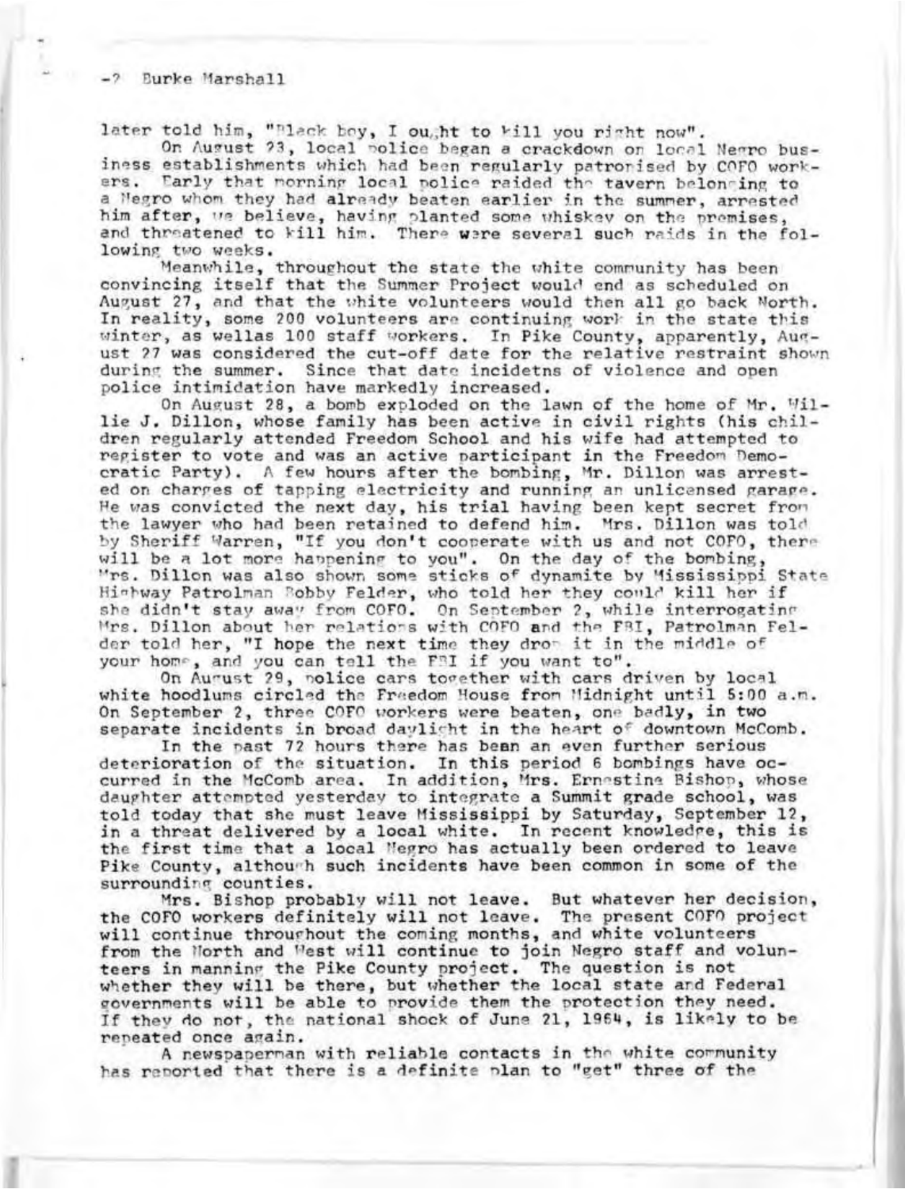later told him, "Black boy, I ought to kill you right now".

On August 23, local police began a crackdown on local Negro business establishments which had been regularly patronised by COFO workers. Early that morning local police raided the tavern belonging to a Negro whom they had already beaten earlier in the summer, arrested him after, we believe, having planted some whiskey on the premises, and threatened to kill him. There were several such raids in the following two weeks.

Meanwhile, throughout the state the white community has been convincing itself that the Summer Project would end as scheduled on August 27, and that the white volunteers would then all go back North. In reality, some 200 volunteers are continuing work in the state this winter, as wellas 100 staff workers. In Pike County, apparently, August 27 was considered the cut-off date for the relative restraint shown during the summer. Since that date incidetns of violence and open police intimidation have markedly increased.

On August 28, a bomb exploded on the lawn of the home of Mr. Willie J. Dillon, whose family has been active in civil rights (his children regularly attended Freedom School and his wife had attempted to register to vote and was an active participant in the Freedom Democratic Party). A few hours after the bombing, Mr. Dillon was arrested on charges of tapping electricity and running an unlicensed garage. He was convicted the next day, his trial having been kept secret from the lawyer who had been retained to defend him. Mrs. Dillon was told by Sheriff Warren, "If you don't cooperate with us and not COFO, there will be a lot more happening to you". On the day of the bombing, Mrs. Dillon was also shown some sticks of dynamite by Mississippi State Highway Patrolman Bobby Felder, who told her they could kill her if she didn't stay away from COFO. On September 2, while interrogating Mrs. Dillon about her relations with COFO and the FBI, Patrolman Felder told her, "I hope the next time they drop it in the middle of your home, and you can tell the FBI if you want to".

On August 29, police cars together with cars driven by local white hoodlums circled the Freedom House from Midnight until 5:00 a.m. On September 2, three COFO workers were beaten, one badly, in two separate incidents in broad daylight in the heart of downtown McComb.

In the past 72 hours there has been an even further serious deterioration of the situation. In this period 6 bombings have occurred in the McComb area. In addition, Mrs. Ernestine Bishop, whose daughter attempted yesterday to integrate a Summit grade school, was told today that she must leave Mississippi by Saturday, September 12, in a threat delivered by a local white. In recent knowledge, this is the first time that a local Negro has actually been ordered to leave Pike County, although such incidents have been common in some of the surrounding counties.

Mrs. Bishop probably will not leave. But whatever her decision, the COFO workers definitely will not leave. The present COFO project will continue throughout the coming months, and white volunteers from the North and West will continue to join Negro staff and volunteers in manning the Pike County project. The question is not whether they will be there, but whether the local state and Federal governments will be able to provide them the protection they need. If they do not, the national shock of June 21, 1964, is likely to be repeated once again.

A newspaperman with reliable contacts in the white community has reported that there is a definite plan to "get" three of the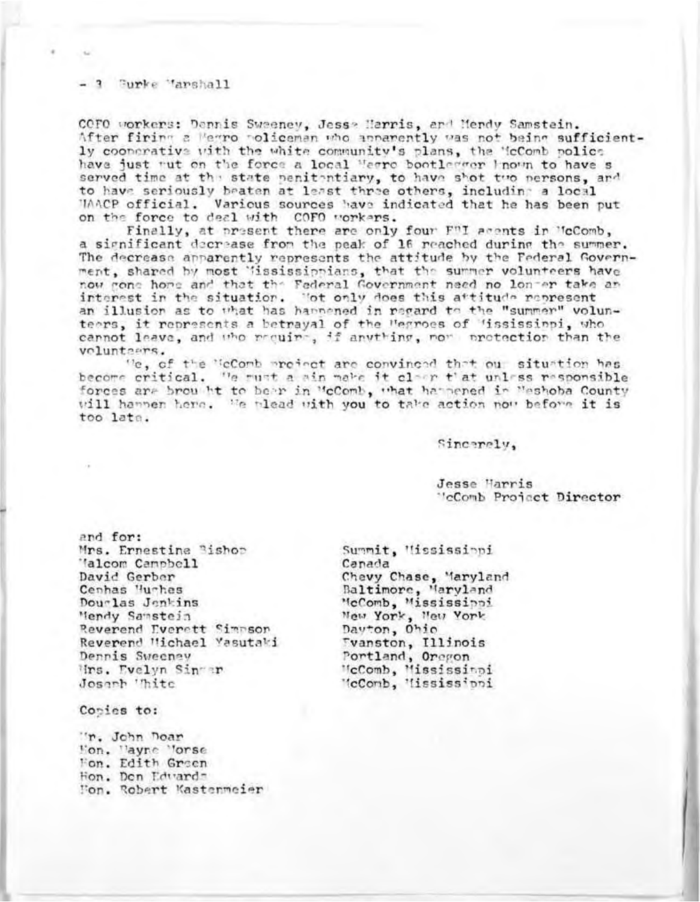- 3 Burke Marshall

COFO workers: Dennis Sweeney, Jesse Harris, and Mendy Samstein. After firing a Negro policeman who apparently was not being sufficiently cooperative with the white community's plans, the McComb police have just put on the force a local Negro bootlegger known to have s served time at the state penitentiary, to have shot two persons, and to have seriously beaten at least three others, including a local NAACP official. Various sources have indicated that he has been put on the force to deal with COFO workers.

Finally, at present there are only four FBI agents in McComb, a significant decrease from the peak of 16 reached during the summer. The decrease apparently represents the attitude by the Federal Government, shared by most Mississippians, that the summer volunteers have now gone home and that the Federal Government need no longer take an interest in the situation. Not only does this attitude represent an illusion as to what has happened in regard to the "summer" volunteers, it represents a betrayal of the Negroes of Mississippi, who cannot leave, and who require, if anything, more protection than the volunteers.

We, of the McComb project are convinced that our situation has become critical. We must again make it clear that unless responsible forces are brought to bear in McComb, what happened in Neshoba County will happen here. We plead with you to take action now before it is too late.

Sincerely,

Jesse Harris
McComb Project Director

and for:

| | |
|---|---|
| Mrs. Ernestine Bishop | Summit, Mississippi |
| Malcom Campbell | Canada |
| David Gerber | Chevy Chase, Maryland |
| Cephas Hughes | Baltimore, Maryland |
| Douglas Jenkins | McComb, Mississippi |
| Mendy Samstein | New York, New York |
| Reverend Everett Simpson | Dayton, Ohio |
| Reverend Michael Yasutaki | Evanston, Illinois |
| Dennis Sweeney | Portland, Oregon |
| Mrs. Evelyn Singer | McComb, Mississippi |
| Joseph White | McComb, Mississippi |

Copies to:

Mr. John Doar
Hon. Wayne Morse
Hon. Edith Green
Hon. Don Edwards
Hon. Robert Kastenmeier